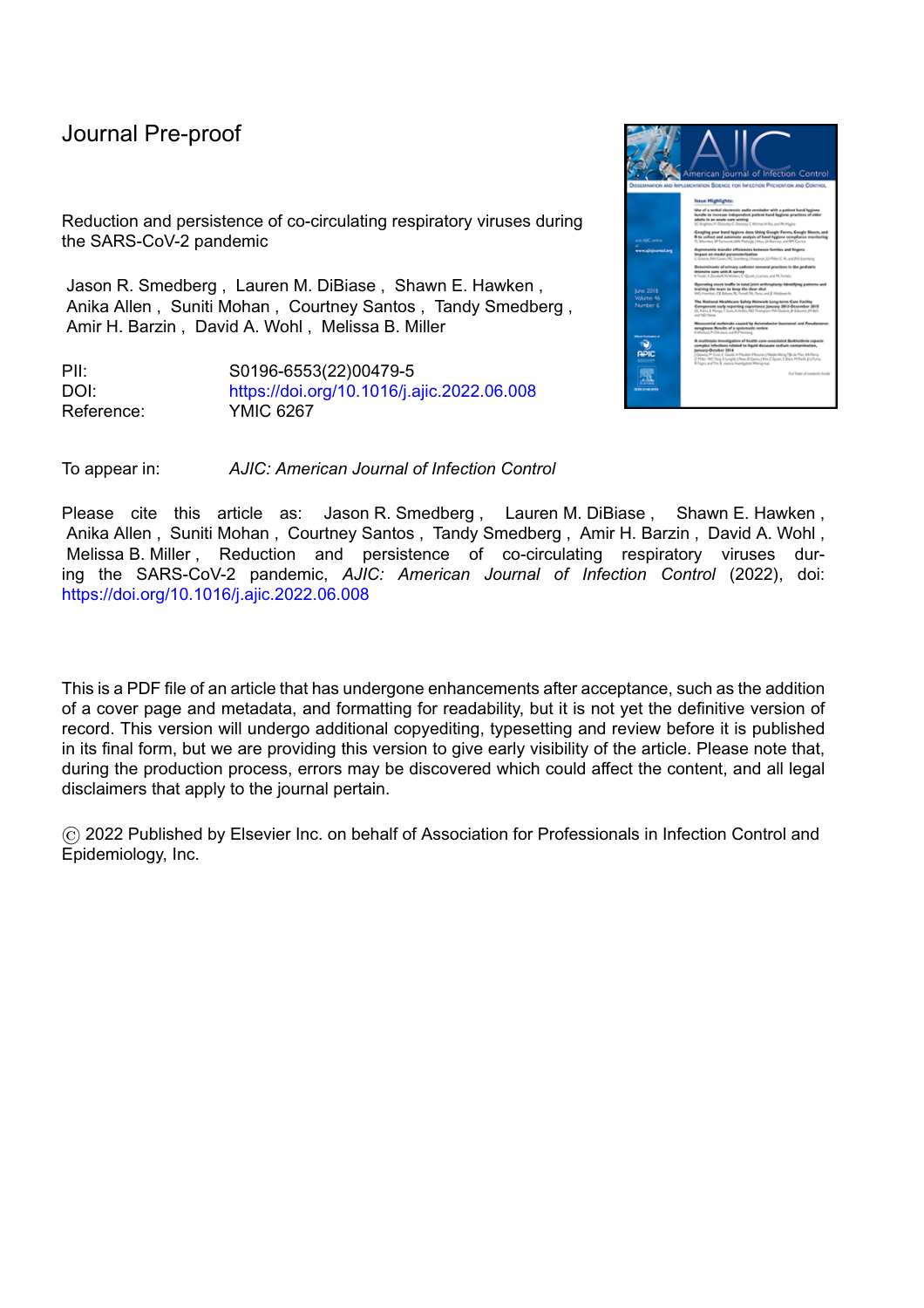Journal Pre-proof

Reduction and persistence of co-circulating respiratory viruses during the SARS-CoV-2 pandemic

Jason R. Smedberg , Lauren M. DiBiase , Shawn E. Hawken , Anika Allen , Suniti Mohan , Courtney Santos , Tandy Smedberg , Amir H. Barzin , David A. Wohl , Melissa B. Miller

PII: S0196-6553(22)00479-5
DOI: https://doi.org/10.1016/j.ajic.2022.06.008
Reference: YMIC 6267

To appear in: *AJIC: American Journal of Infection Control*

Please cite this article as: Jason R. Smedberg , Lauren M. DiBiase , Shawn E. Hawken , Anika Allen , Suniti Mohan , Courtney Santos , Tandy Smedberg , Amir H. Barzin , David A. Wohl , Melissa B. Miller , Reduction and persistence of co-circulating respiratory viruses during the SARS-CoV-2 pandemic, *AJIC: American Journal of Infection Control* (2022), doi: https://doi.org/10.1016/j.ajic.2022.06.008

This is a PDF file of an article that has undergone enhancements after acceptance, such as the addition of a cover page and metadata, and formatting for readability, but it is not yet the definitive version of record. This version will undergo additional copyediting, typesetting and review before it is published in its final form, but we are providing this version to give early visibility of the article. Please note that, during the production process, errors may be discovered which could affect the content, and all legal disclaimers that apply to the journal pertain.

© 2022 Published by Elsevier Inc. on behalf of Association for Professionals in Infection Control and Epidemiology, Inc.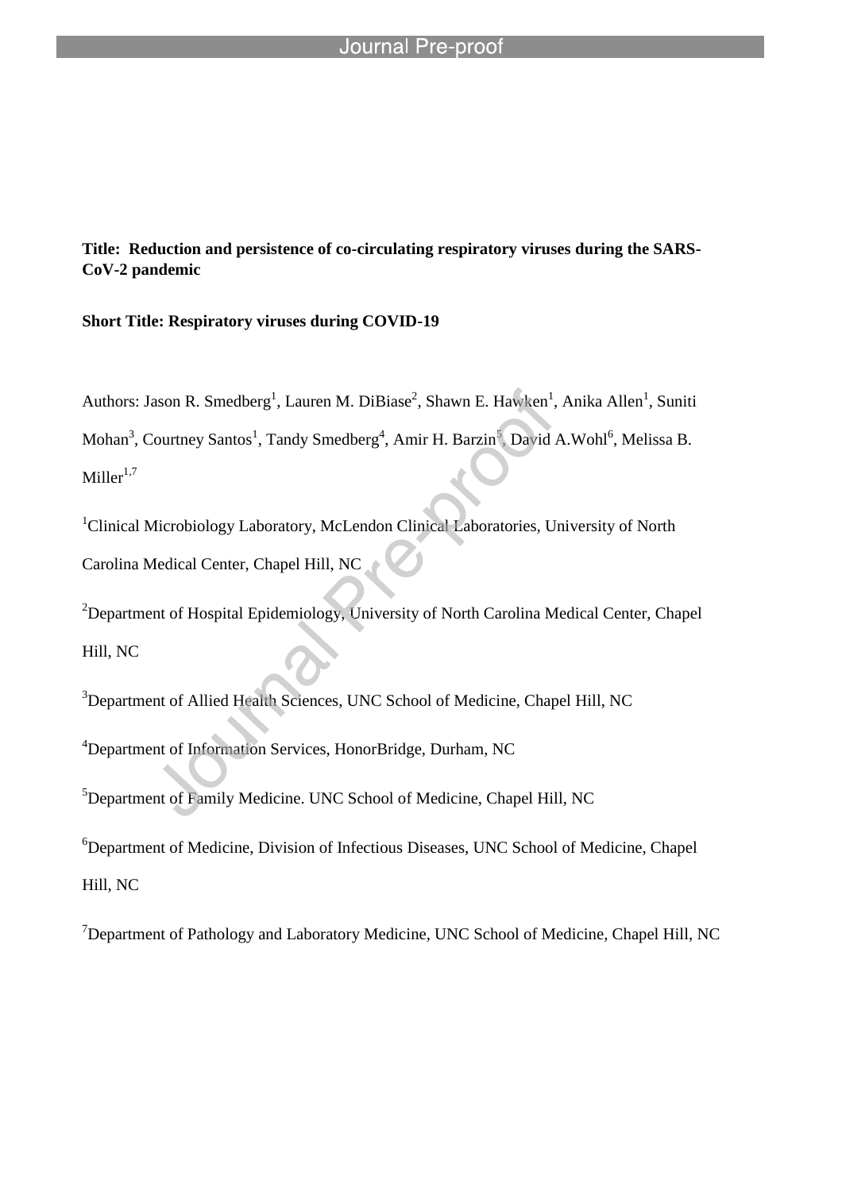**Title: Reduction and persistence of co-circulating respiratory viruses during the SARS-CoV-2 pandemic**

**Short Title: Respiratory viruses during COVID-19**

Authors: Jason R. Smedberg[1], Lauren M. DiBiase[2], Shawn E. Hawken[1], Anika Allen[1], Suniti Mohan[3], Courtney Santos[1], Tandy Smedberg[4], Amir H. Barzin[5], David A.Wohl[6], Melissa B. Miller[1,7]

[1]Clinical Microbiology Laboratory, McLendon Clinical Laboratories, University of North Carolina Medical Center, Chapel Hill, NC

[2]Department of Hospital Epidemiology, University of North Carolina Medical Center, Chapel Hill, NC

[3]Department of Allied Health Sciences, UNC School of Medicine, Chapel Hill, NC

[4]Department of Information Services, HonorBridge, Durham, NC

[5]Department of Family Medicine. UNC School of Medicine, Chapel Hill, NC

[6]Department of Medicine, Division of Infectious Diseases, UNC School of Medicine, Chapel Hill, NC

[7]Department of Pathology and Laboratory Medicine, UNC School of Medicine, Chapel Hill, NC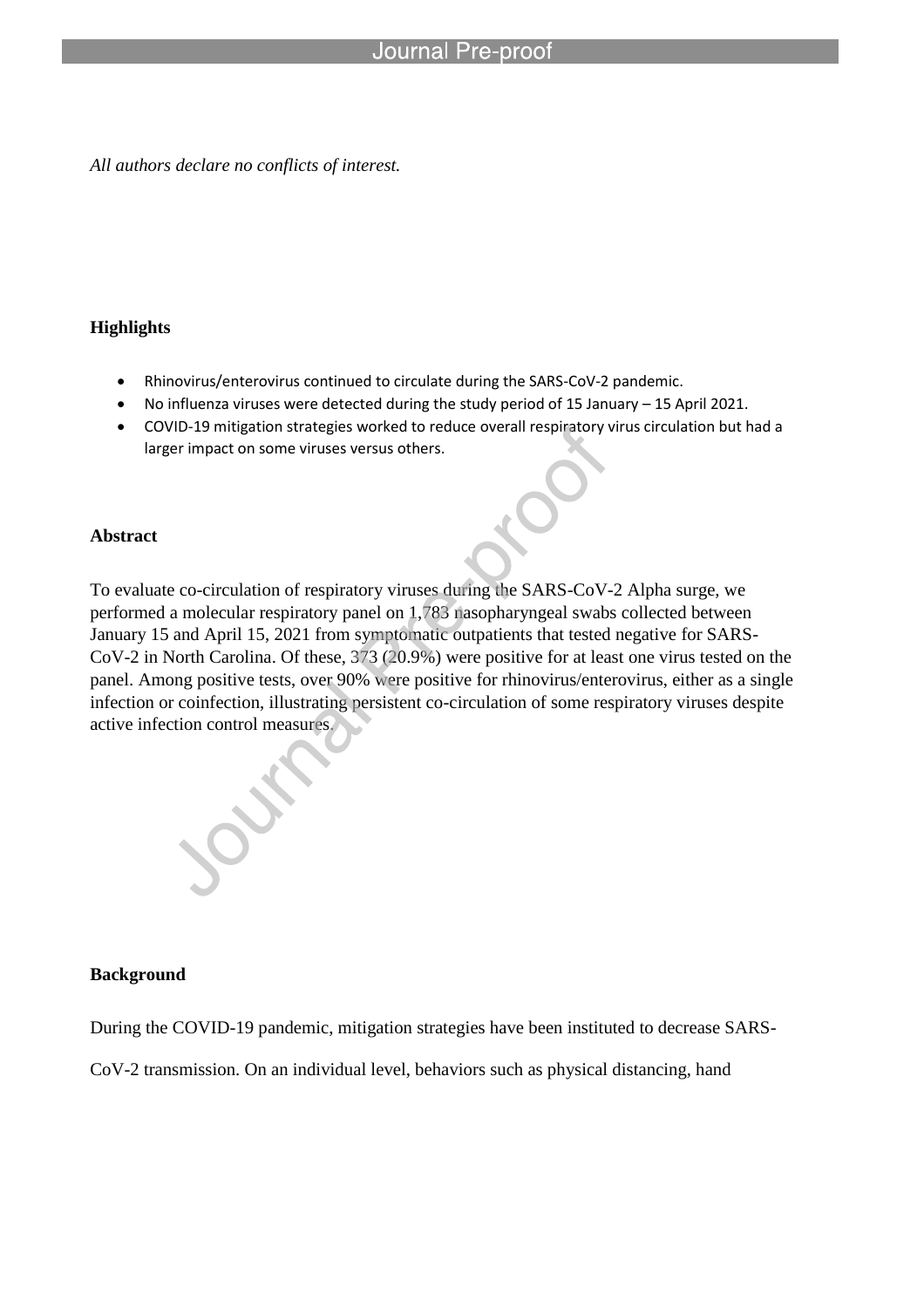*All authors declare no conflicts of interest.*

**Highlights**

- Rhinovirus/enterovirus continued to circulate during the SARS-CoV-2 pandemic.
- No influenza viruses were detected during the study period of 15 January – 15 April 2021.
- COVID-19 mitigation strategies worked to reduce overall respiratory virus circulation but had a larger impact on some viruses versus others.

**Abstract**

To evaluate co-circulation of respiratory viruses during the SARS-CoV-2 Alpha surge, we performed a molecular respiratory panel on 1,783 nasopharyngeal swabs collected between January 15 and April 15, 2021 from symptomatic outpatients that tested negative for SARS-CoV-2 in North Carolina. Of these, 373 (20.9%) were positive for at least one virus tested on the panel. Among positive tests, over 90% were positive for rhinovirus/enterovirus, either as a single infection or coinfection, illustrating persistent co-circulation of some respiratory viruses despite active infection control measures.

**Background**

During the COVID-19 pandemic, mitigation strategies have been instituted to decrease SARS-CoV-2 transmission. On an individual level, behaviors such as physical distancing, hand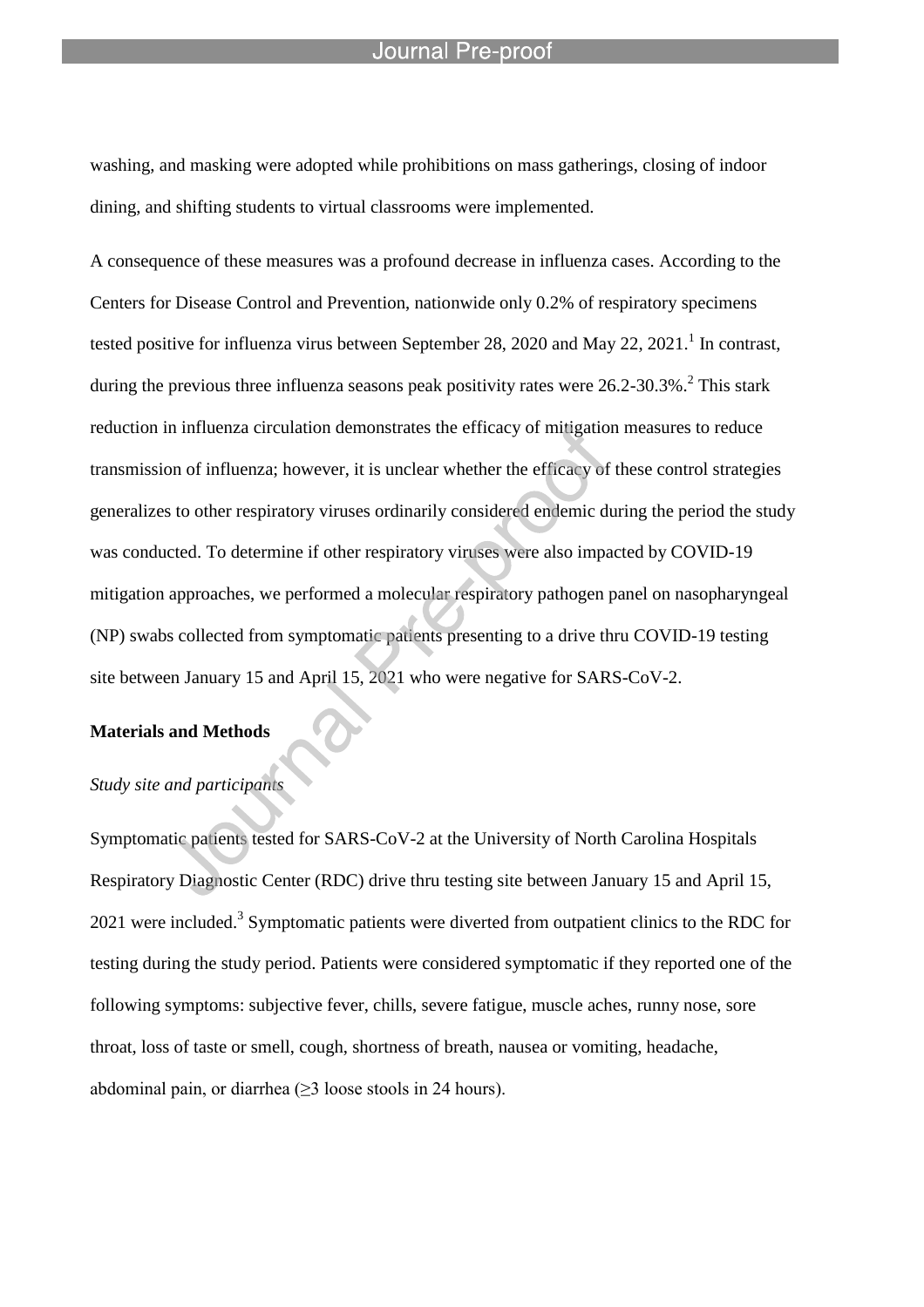washing, and masking were adopted while prohibitions on mass gatherings, closing of indoor dining, and shifting students to virtual classrooms were implemented.

A consequence of these measures was a profound decrease in influenza cases. According to the Centers for Disease Control and Prevention, nationwide only 0.2% of respiratory specimens tested positive for influenza virus between September 28, 2020 and May 22, 2021.[1] In contrast, during the previous three influenza seasons peak positivity rates were 26.2-30.3%.[2] This stark reduction in influenza circulation demonstrates the efficacy of mitigation measures to reduce transmission of influenza; however, it is unclear whether the efficacy of these control strategies generalizes to other respiratory viruses ordinarily considered endemic during the period the study was conducted. To determine if other respiratory viruses were also impacted by COVID-19 mitigation approaches, we performed a molecular respiratory pathogen panel on nasopharyngeal (NP) swabs collected from symptomatic patients presenting to a drive thru COVID-19 testing site between January 15 and April 15, 2021 who were negative for SARS-CoV-2.

## Materials and Methods

### *Study site and participants*

Symptomatic patients tested for SARS-CoV-2 at the University of North Carolina Hospitals Respiratory Diagnostic Center (RDC) drive thru testing site between January 15 and April 15, 2021 were included.[3] Symptomatic patients were diverted from outpatient clinics to the RDC for testing during the study period. Patients were considered symptomatic if they reported one of the following symptoms: subjective fever, chills, severe fatigue, muscle aches, runny nose, sore throat, loss of taste or smell, cough, shortness of breath, nausea or vomiting, headache, abdominal pain, or diarrhea (≥3 loose stools in 24 hours).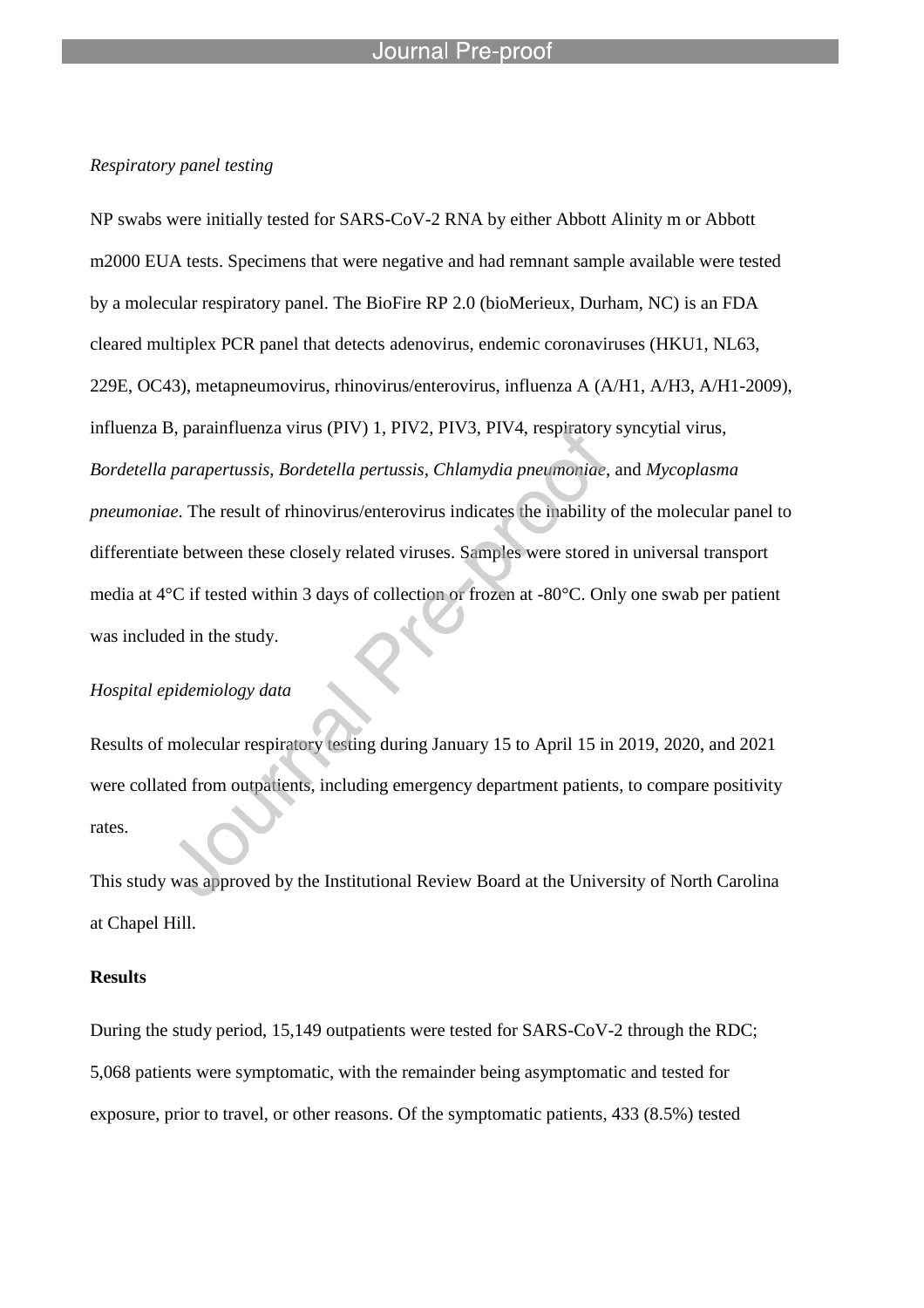*Respiratory panel testing*

NP swabs were initially tested for SARS-CoV-2 RNA by either Abbott Alinity m or Abbott m2000 EUA tests. Specimens that were negative and had remnant sample available were tested by a molecular respiratory panel. The BioFire RP 2.0 (bioMerieux, Durham, NC) is an FDA cleared multiplex PCR panel that detects adenovirus, endemic coronaviruses (HKU1, NL63, 229E, OC43), metapneumovirus, rhinovirus/enterovirus, influenza A (A/H1, A/H3, A/H1-2009), influenza B, parainfluenza virus (PIV) 1, PIV2, PIV3, PIV4, respiratory syncytial virus, *Bordetella parapertussis, Bordetella pertussis, Chlamydia pneumoniae,* and *Mycoplasma pneumoniae*. The result of rhinovirus/enterovirus indicates the inability of the molecular panel to differentiate between these closely related viruses. Samples were stored in universal transport media at 4°C if tested within 3 days of collection or frozen at -80°C. Only one swab per patient was included in the study.

*Hospital epidemiology data*

Results of molecular respiratory testing during January 15 to April 15 in 2019, 2020, and 2021 were collated from outpatients, including emergency department patients, to compare positivity rates.

This study was approved by the Institutional Review Board at the University of North Carolina at Chapel Hill.

**Results**

During the study period, 15,149 outpatients were tested for SARS-CoV-2 through the RDC; 5,068 patients were symptomatic, with the remainder being asymptomatic and tested for exposure, prior to travel, or other reasons. Of the symptomatic patients, 433 (8.5%) tested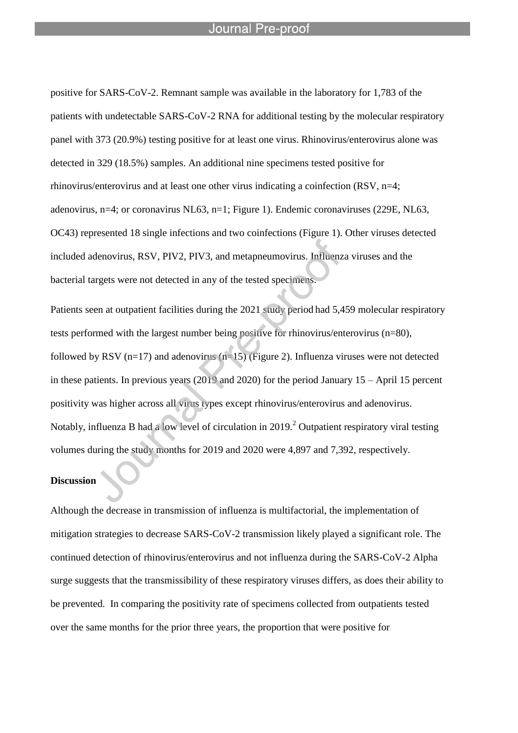positive for SARS-CoV-2. Remnant sample was available in the laboratory for 1,783 of the patients with undetectable SARS-CoV-2 RNA for additional testing by the molecular respiratory panel with 373 (20.9%) testing positive for at least one virus. Rhinovirus/enterovirus alone was detected in 329 (18.5%) samples. An additional nine specimens tested positive for rhinovirus/enterovirus and at least one other virus indicating a coinfection (RSV, n=4; adenovirus, n=4; or coronavirus NL63, n=1; Figure 1). Endemic coronaviruses (229E, NL63, OC43) represented 18 single infections and two coinfections (Figure 1). Other viruses detected included adenovirus, RSV, PIV2, PIV3, and metapneumovirus. Influenza viruses and the bacterial targets were not detected in any of the tested specimens.

Patients seen at outpatient facilities during the 2021 study period had 5,459 molecular respiratory tests performed with the largest number being positive for rhinovirus/enterovirus (n=80), followed by RSV (n=17) and adenovirus (n=15) (Figure 2). Influenza viruses were not detected in these patients. In previous years (2019 and 2020) for the period January 15 – April 15 percent positivity was higher across all virus types except rhinovirus/enterovirus and adenovirus. Notably, influenza B had a low level of circulation in 2019.[2] Outpatient respiratory viral testing volumes during the study months for 2019 and 2020 were 4,897 and 7,392, respectively.

**Discussion**

Although the decrease in transmission of influenza is multifactorial, the implementation of mitigation strategies to decrease SARS-CoV-2 transmission likely played a significant role. The continued detection of rhinovirus/enterovirus and not influenza during the SARS-CoV-2 Alpha surge suggests that the transmissibility of these respiratory viruses differs, as does their ability to be prevented. In comparing the positivity rate of specimens collected from outpatients tested over the same months for the prior three years, the proportion that were positive for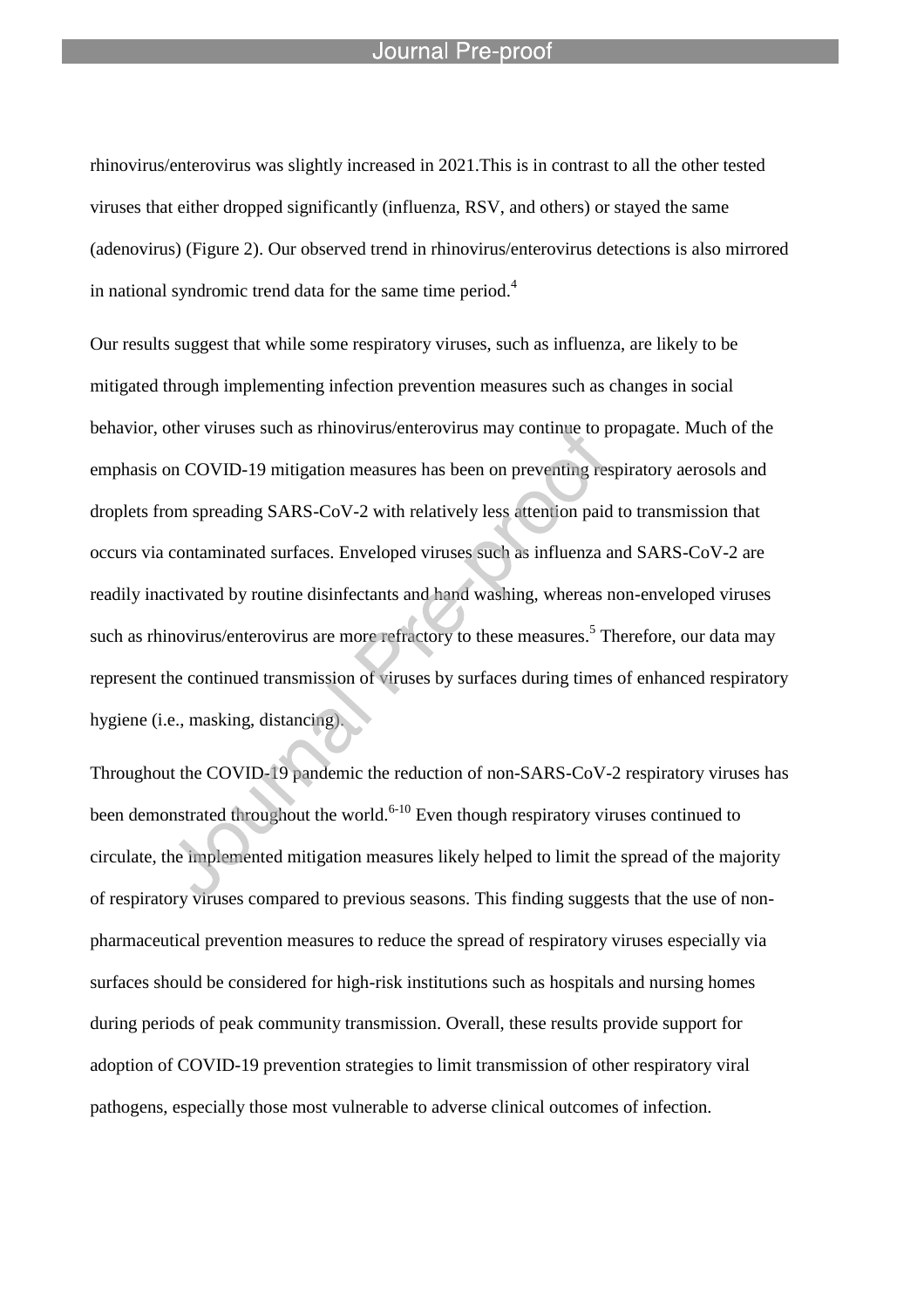rhinovirus/enterovirus was slightly increased in 2021.This is in contrast to all the other tested viruses that either dropped significantly (influenza, RSV, and others) or stayed the same (adenovirus) (Figure 2). Our observed trend in rhinovirus/enterovirus detections is also mirrored in national syndromic trend data for the same time period.[4]

Our results suggest that while some respiratory viruses, such as influenza, are likely to be mitigated through implementing infection prevention measures such as changes in social behavior, other viruses such as rhinovirus/enterovirus may continue to propagate. Much of the emphasis on COVID-19 mitigation measures has been on preventing respiratory aerosols and droplets from spreading SARS-CoV-2 with relatively less attention paid to transmission that occurs via contaminated surfaces. Enveloped viruses such as influenza and SARS-CoV-2 are readily inactivated by routine disinfectants and hand washing, whereas non-enveloped viruses such as rhinovirus/enterovirus are more refractory to these measures.[5] Therefore, our data may represent the continued transmission of viruses by surfaces during times of enhanced respiratory hygiene (i.e., masking, distancing).

Throughout the COVID-19 pandemic the reduction of non-SARS-CoV-2 respiratory viruses has been demonstrated throughout the world.[6-10] Even though respiratory viruses continued to circulate, the implemented mitigation measures likely helped to limit the spread of the majority of respiratory viruses compared to previous seasons. This finding suggests that the use of non-pharmaceutical prevention measures to reduce the spread of respiratory viruses especially via surfaces should be considered for high-risk institutions such as hospitals and nursing homes during periods of peak community transmission. Overall, these results provide support for adoption of COVID-19 prevention strategies to limit transmission of other respiratory viral pathogens, especially those most vulnerable to adverse clinical outcomes of infection.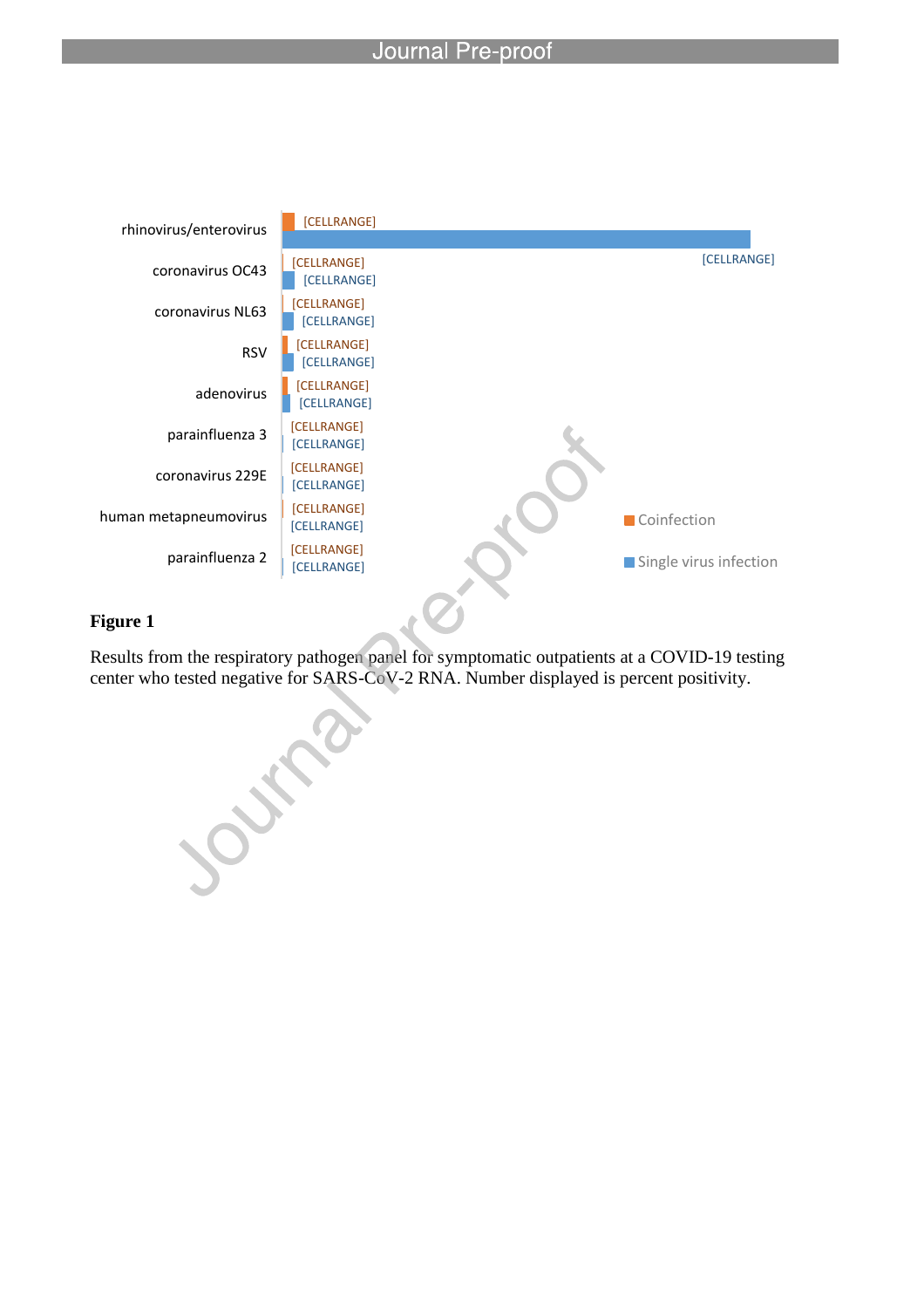**Figure 1**

Results from the respiratory pathogen panel for symptomatic outpatients at a COVID-19 testing center who tested negative for SARS-CoV-2 RNA. Number displayed is percent positivity.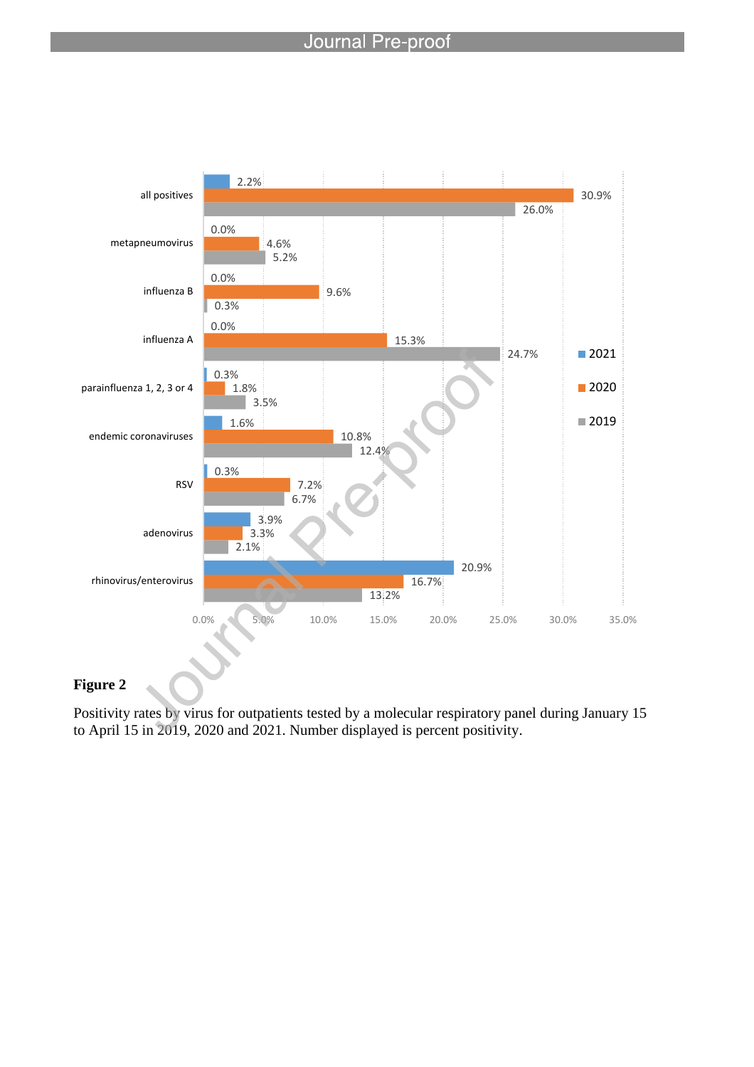| | 2021 | 2020 | 2019 |
|---|---|---|---|
| all positives | 2.2% | 30.9% | 26.0% |
| metapneumovirus | 0.0% | 4.6% | 5.2% |
| influenza B | 0.0% | 9.6% | 0.3% |
| influenza A | 0.0% | 15.3% | 24.7% |
| parainfluenza 1, 2, 3 or 4 | 0.3% | 1.8% | 3.5% |
| endemic coronaviruses | 1.6% | 10.8% | 12.4% |
| RSV | 0.3% | 7.2% | 6.7% |
| adenovirus | 3.9% | 3.3% | 2.1% |
| rhinovirus/enterovirus | 20.9% | 16.7% | 13.2% |

**Figure 2**

Positivity rates by virus for outpatients tested by a molecular respiratory panel during January 15 to April 15 in 2019, 2020 and 2021. Number displayed is percent positivity.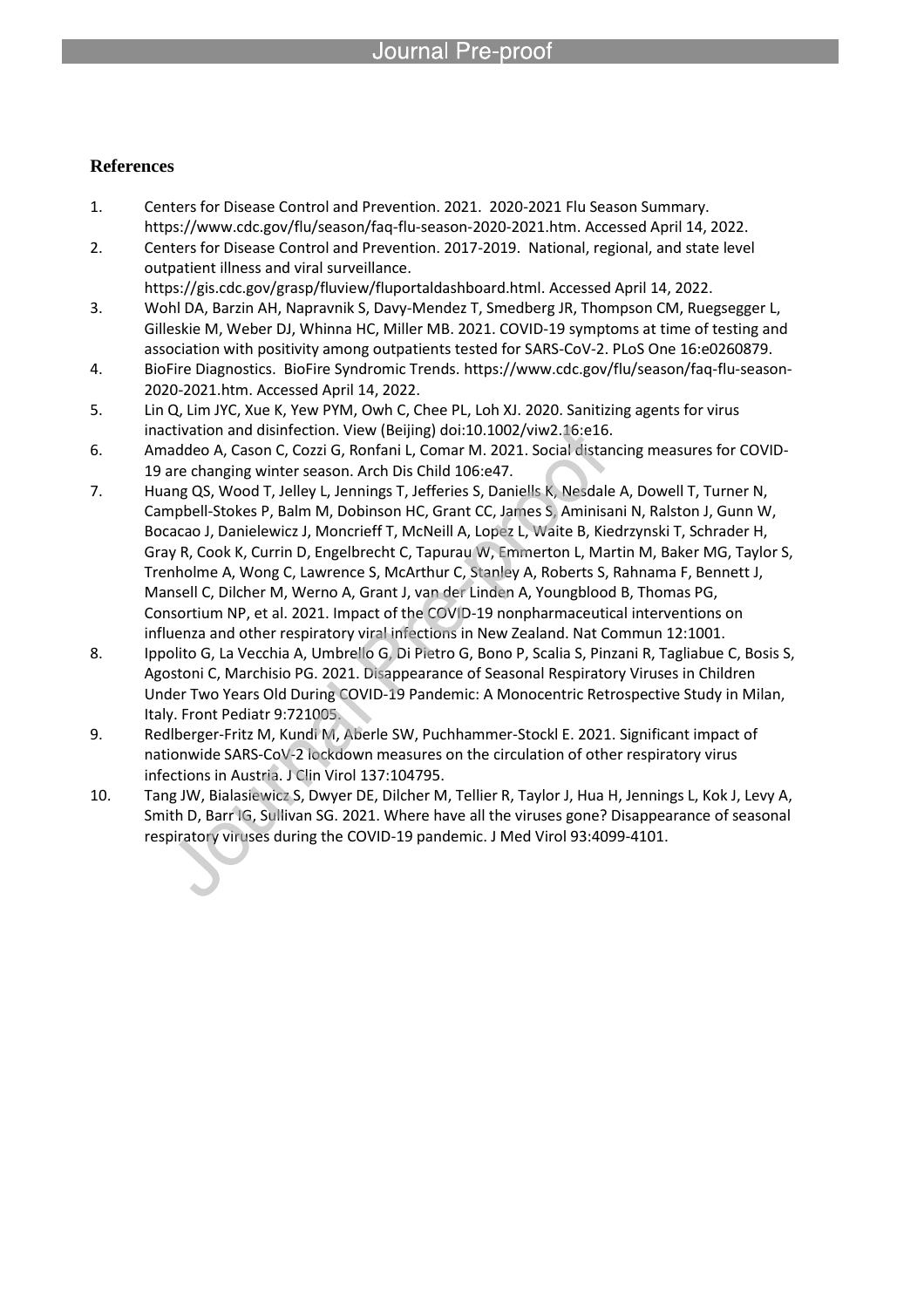## References

1. Centers for Disease Control and Prevention. 2021. 2020-2021 Flu Season Summary. https://www.cdc.gov/flu/season/faq-flu-season-2020-2021.htm. Accessed April 14, 2022.
2. Centers for Disease Control and Prevention. 2017-2019. National, regional, and state level outpatient illness and viral surveillance. https://gis.cdc.gov/grasp/fluview/fluportaldashboard.html. Accessed April 14, 2022.
3. Wohl DA, Barzin AH, Napravnik S, Davy-Mendez T, Smedberg JR, Thompson CM, Ruegsegger L, Gilleskie M, Weber DJ, Whinna HC, Miller MB. 2021. COVID-19 symptoms at time of testing and association with positivity among outpatients tested for SARS-CoV-2. PLoS One 16:e0260879.
4. BioFire Diagnostics. BioFire Syndromic Trends. https://www.cdc.gov/flu/season/faq-flu-season-2020-2021.htm. Accessed April 14, 2022.
5. Lin Q, Lim JYC, Xue K, Yew PYM, Owh C, Chee PL, Loh XJ. 2020. Sanitizing agents for virus inactivation and disinfection. View (Beijing) doi:10.1002/viw2.16:e16.
6. Amaddeo A, Cason C, Cozzi G, Ronfani L, Comar M. 2021. Social distancing measures for COVID-19 are changing winter season. Arch Dis Child 106:e47.
7. Huang QS, Wood T, Jelley L, Jennings T, Jefferies S, Daniells K, Nesdale A, Dowell T, Turner N, Campbell-Stokes P, Balm M, Dobinson HC, Grant CC, James S, Aminisani N, Ralston J, Gunn W, Bocacao J, Danielewicz J, Moncrieff T, McNeill A, Lopez L, Waite B, Kiedrzynski T, Schrader H, Gray R, Cook K, Currin D, Engelbrecht C, Tapurau W, Emmerton L, Martin M, Baker MG, Taylor S, Trenholme A, Wong C, Lawrence S, McArthur C, Stanley A, Roberts S, Rahnama F, Bennett J, Mansell C, Dilcher M, Werno A, Grant J, van der Linden A, Youngblood B, Thomas PG, Consortium NP, et al. 2021. Impact of the COVID-19 nonpharmaceutical interventions on influenza and other respiratory viral infections in New Zealand. Nat Commun 12:1001.
8. Ippolito G, La Vecchia A, Umbrello G, Di Pietro G, Bono P, Scalia S, Pinzani R, Tagliabue C, Bosis S, Agostoni C, Marchisio PG. 2021. Disappearance of Seasonal Respiratory Viruses in Children Under Two Years Old During COVID-19 Pandemic: A Monocentric Retrospective Study in Milan, Italy. Front Pediatr 9:721005.
9. Redlberger-Fritz M, Kundi M, Aberle SW, Puchhammer-Stockl E. 2021. Significant impact of nationwide SARS-CoV-2 lockdown measures on the circulation of other respiratory virus infections in Austria. J Clin Virol 137:104795.
10. Tang JW, Bialasiewicz S, Dwyer DE, Dilcher M, Tellier R, Taylor J, Hua H, Jennings L, Kok J, Levy A, Smith D, Barr IG, Sullivan SG. 2021. Where have all the viruses gone? Disappearance of seasonal respiratory viruses during the COVID-19 pandemic. J Med Virol 93:4099-4101.